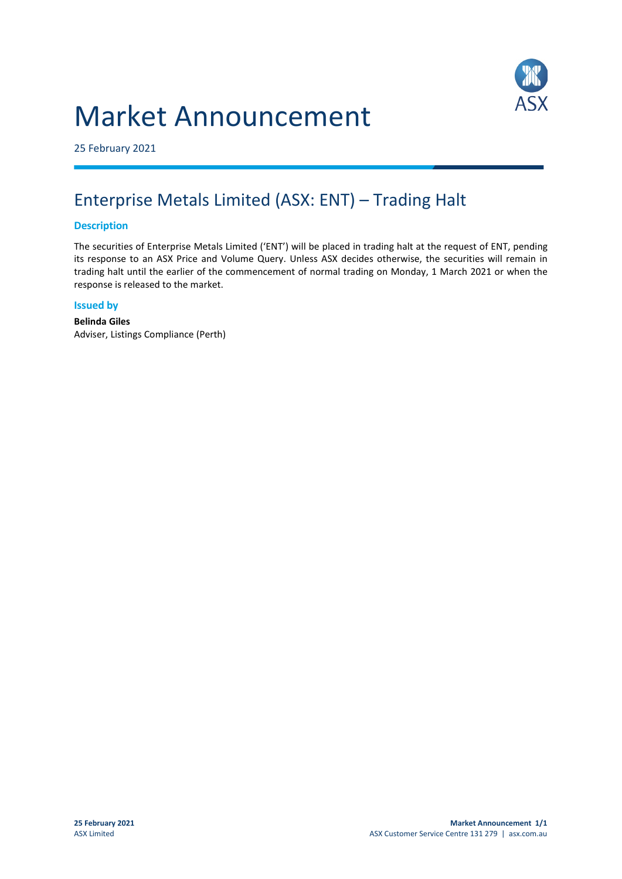# Market Announcement

25 February 2021

## Enterprise Metals Limited (ASX: ENT) – Trading Halt

### Description

The securities of Enterprise Metals Limited ('ENT') will be placed in trading halt at the request of ENT, pending its response to an ASX Price and Volume Query. Unless ASX decides otherwise, the securities will remain in trading halt until the earlier of the commencement of normal trading on Monday, 1 March 2021 or when the response is released to the market.

### Issued by

**Belinda Giles**
Adviser, Listings Compliance (Perth)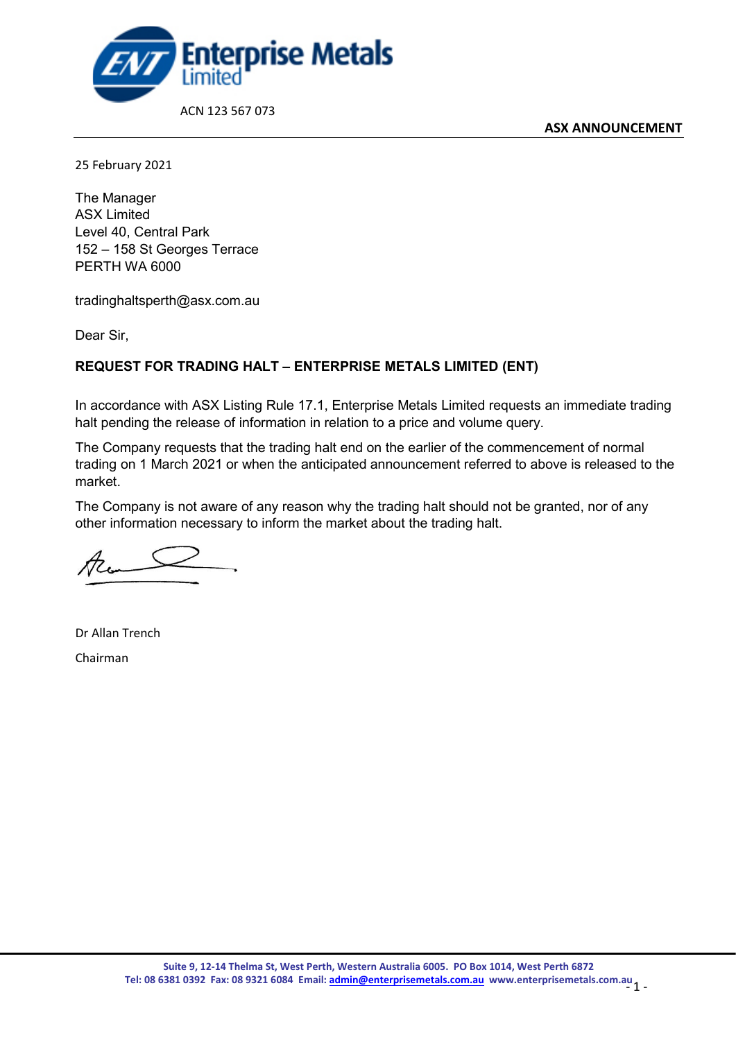Enterprise Metals Limited

ACN 123 567 073

**ASX ANNOUNCEMENT**

25 February 2021

The Manager
ASX Limited
Level 40, Central Park
152 – 158 St Georges Terrace
PERTH WA 6000

tradinghaltsperth@asx.com.au

Dear Sir,

**REQUEST FOR TRADING HALT – ENTERPRISE METALS LIMITED (ENT)**

In accordance with ASX Listing Rule 17.1, Enterprise Metals Limited requests an immediate trading halt pending the release of information in relation to a price and volume query.

The Company requests that the trading halt end on the earlier of the commencement of normal trading on 1 March 2021 or when the anticipated announcement referred to above is released to the market.

The Company is not aware of any reason why the trading halt should not be granted, nor of any other information necessary to inform the market about the trading halt.

Dr Allan Trench

Chairman

Suite 9, 12-14 Thelma St, West Perth, Western Australia 6005. PO Box 1014, West Perth 6872
Tel: 08 6381 0392 Fax: 08 9321 6084 Email: admin@enterprisemetals.com.au www.enterprisemetals.com.au